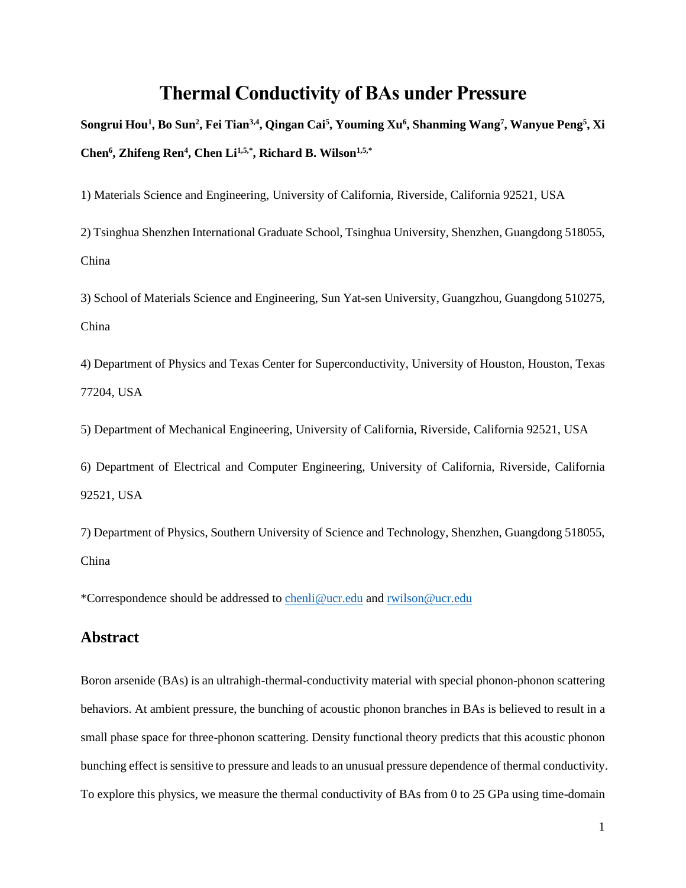# Thermal Conductivity of BAs under Pressure

**Songrui Hou[1], Bo Sun[2], Fei Tian[3,4], Qingan Cai[5], Youming Xu[6], Shanming Wang[7], Wanyue Peng[5], Xi Chen[6], Zhifeng Ren[4], Chen Li[1,5,*], Richard B. Wilson[1,5,*]**

1) Materials Science and Engineering, University of California, Riverside, California 92521, USA

2) Tsinghua Shenzhen International Graduate School, Tsinghua University, Shenzhen, Guangdong 518055, China

3) School of Materials Science and Engineering, Sun Yat-sen University, Guangzhou, Guangdong 510275, China

4) Department of Physics and Texas Center for Superconductivity, University of Houston, Houston, Texas 77204, USA

5) Department of Mechanical Engineering, University of California, Riverside, California 92521, USA

6) Department of Electrical and Computer Engineering, University of California, Riverside, California 92521, USA

7) Department of Physics, Southern University of Science and Technology, Shenzhen, Guangdong 518055, China

*Correspondence should be addressed to chenli@ucr.edu and rwilson@ucr.edu

## Abstract

Boron arsenide (BAs) is an ultrahigh-thermal-conductivity material with special phonon-phonon scattering behaviors. At ambient pressure, the bunching of acoustic phonon branches in BAs is believed to result in a small phase space for three-phonon scattering. Density functional theory predicts that this acoustic phonon bunching effect is sensitive to pressure and leads to an unusual pressure dependence of thermal conductivity. To explore this physics, we measure the thermal conductivity of BAs from 0 to 25 GPa using time-domain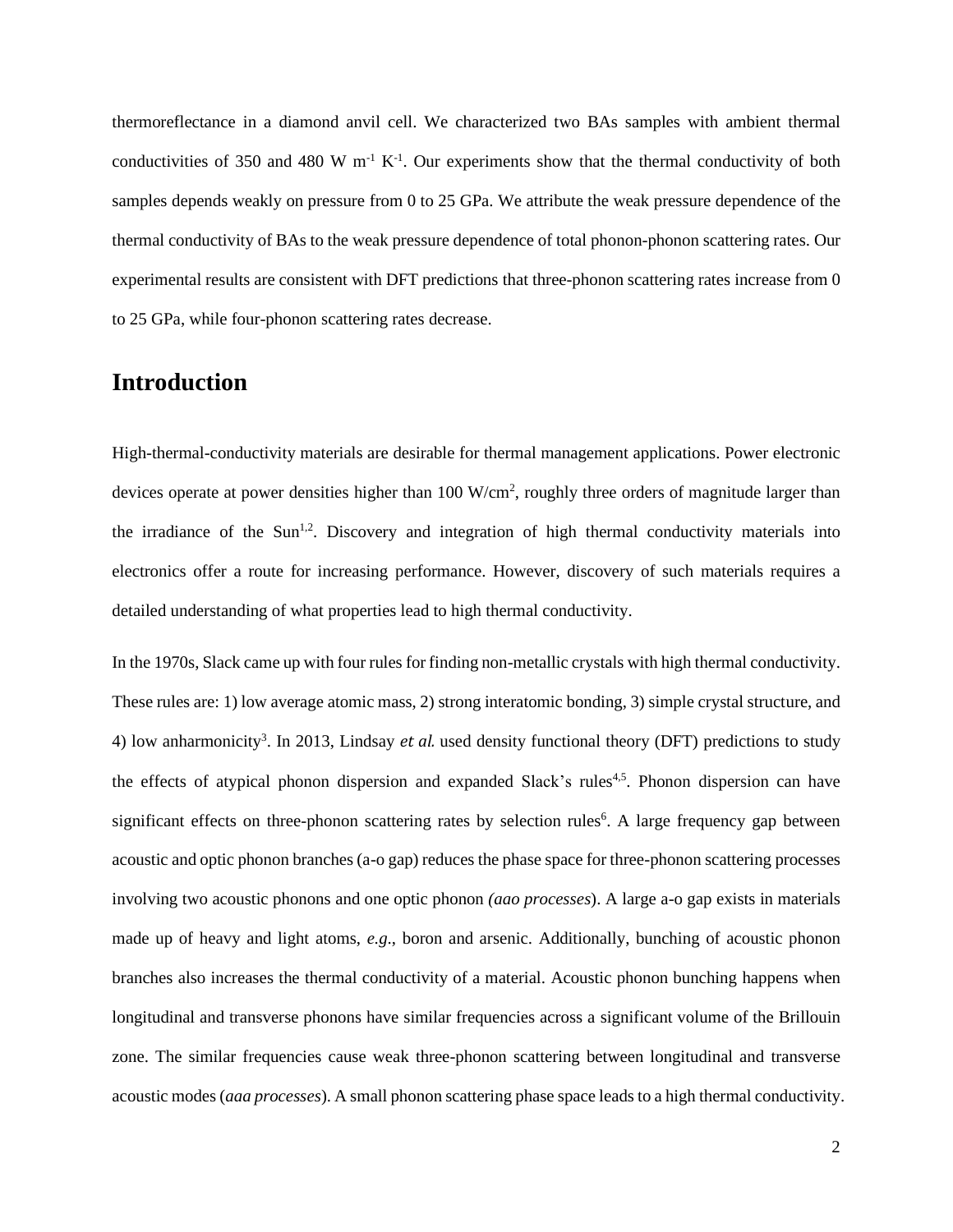thermoreflectance in a diamond anvil cell. We characterized two BAs samples with ambient thermal conductivities of 350 and 480 W $m^{-1}$ $K^{-1}$. Our experiments show that the thermal conductivity of both samples depends weakly on pressure from 0 to 25 GPa. We attribute the weak pressure dependence of the thermal conductivity of BAs to the weak pressure dependence of total phonon-phonon scattering rates. Our experimental results are consistent with DFT predictions that three-phonon scattering rates increase from 0 to 25 GPa, while four-phonon scattering rates decrease.

## Introduction

High-thermal-conductivity materials are desirable for thermal management applications. Power electronic devices operate at power densities higher than 100 W/$cm^2$, roughly three orders of magnitude larger than the irradiance of the Sun[1,2]. Discovery and integration of high thermal conductivity materials into electronics offer a route for increasing performance. However, discovery of such materials requires a detailed understanding of what properties lead to high thermal conductivity.

In the 1970s, Slack came up with four rules for finding non-metallic crystals with high thermal conductivity. These rules are: 1) low average atomic mass, 2) strong interatomic bonding, 3) simple crystal structure, and 4) low anharmonicity[3]. In 2013, Lindsay *et al.* used density functional theory (DFT) predictions to study the effects of atypical phonon dispersion and expanded Slack's rules[4,5]. Phonon dispersion can have significant effects on three-phonon scattering rates by selection rules[6]. A large frequency gap between acoustic and optic phonon branches (a-o gap) reduces the phase space for three-phonon scattering processes involving two acoustic phonons and one optic phonon *(aao processes*). A large a-o gap exists in materials made up of heavy and light atoms, *e.g*., boron and arsenic. Additionally, bunching of acoustic phonon branches also increases the thermal conductivity of a material. Acoustic phonon bunching happens when longitudinal and transverse phonons have similar frequencies across a significant volume of the Brillouin zone. The similar frequencies cause weak three-phonon scattering between longitudinal and transverse acoustic modes (*aaa processes*). A small phonon scattering phase space leads to a high thermal conductivity.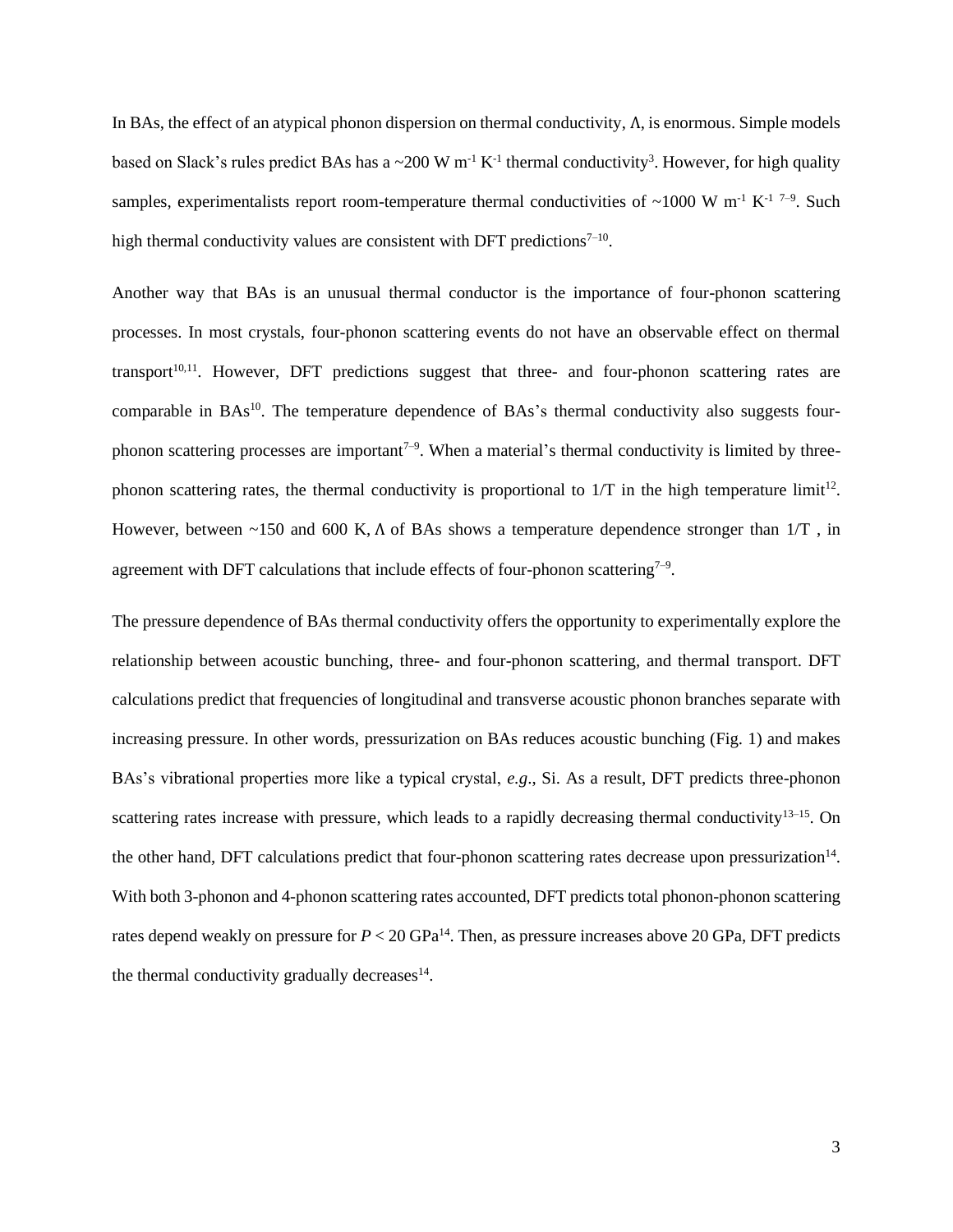In BAs, the effect of an atypical phonon dispersion on thermal conductivity, Λ, is enormous. Simple models based on Slack's rules predict BAs has a ~200 W m$^{-1}$ K$^{-1}$ thermal conductivity[3]. However, for high quality samples, experimentalists report room-temperature thermal conductivities of ~1000 W m$^{-1}$ K$^{-1}$ [7–9]. Such high thermal conductivity values are consistent with DFT predictions[7–10].

Another way that BAs is an unusual thermal conductor is the importance of four-phonon scattering processes. In most crystals, four-phonon scattering events do not have an observable effect on thermal transport[10,11]. However, DFT predictions suggest that three- and four-phonon scattering rates are comparable in BAs[10]. The temperature dependence of BAs's thermal conductivity also suggests four-phonon scattering processes are important[7–9]. When a material's thermal conductivity is limited by three-phonon scattering rates, the thermal conductivity is proportional to 1/T in the high temperature limit[12]. However, between ~150 and 600 K, Λ of BAs shows a temperature dependence stronger than 1/T , in agreement with DFT calculations that include effects of four-phonon scattering[7–9].

The pressure dependence of BAs thermal conductivity offers the opportunity to experimentally explore the relationship between acoustic bunching, three- and four-phonon scattering, and thermal transport. DFT calculations predict that frequencies of longitudinal and transverse acoustic phonon branches separate with increasing pressure. In other words, pressurization on BAs reduces acoustic bunching (Fig. 1) and makes BAs's vibrational properties more like a typical crystal, *e.g*., Si. As a result, DFT predicts three-phonon scattering rates increase with pressure, which leads to a rapidly decreasing thermal conductivity[13–15]. On the other hand, DFT calculations predict that four-phonon scattering rates decrease upon pressurization[14]. With both 3-phonon and 4-phonon scattering rates accounted, DFT predicts total phonon-phonon scattering rates depend weakly on pressure for $P < 20$ GPa[14]. Then, as pressure increases above 20 GPa, DFT predicts the thermal conductivity gradually decreases[14].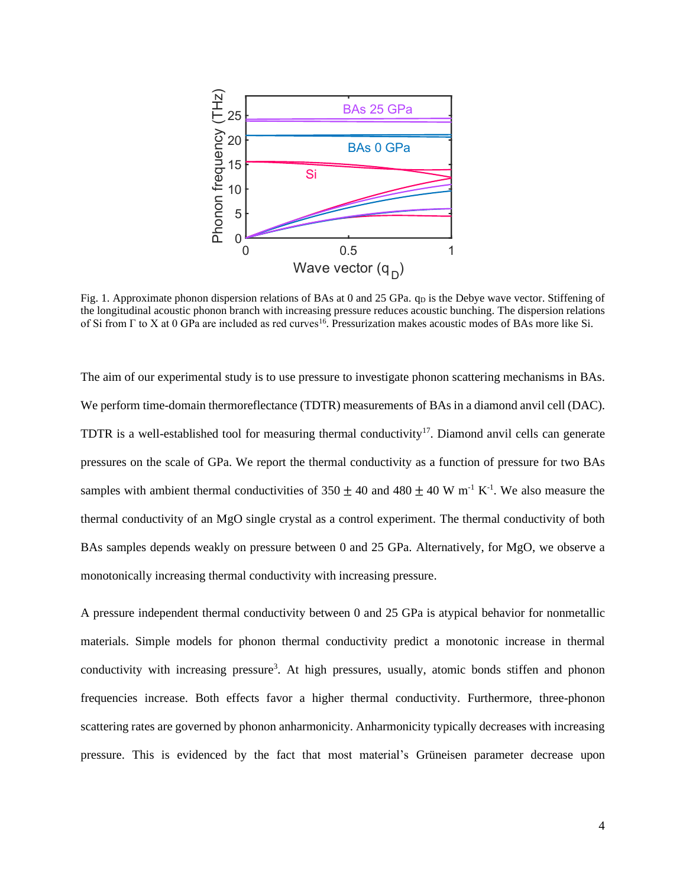Fig. 1. Approximate phonon dispersion relations of BAs at 0 and 25 GPa. $q_D$ is the Debye wave vector. Stiffening of the longitudinal acoustic phonon branch with increasing pressure reduces acoustic bunching. The dispersion relations of Si from Γ to X at 0 GPa are included as red curves[16]. Pressurization makes acoustic modes of BAs more like Si.

The aim of our experimental study is to use pressure to investigate phonon scattering mechanisms in BAs. We perform time-domain thermoreflectance (TDTR) measurements of BAs in a diamond anvil cell (DAC). TDTR is a well-established tool for measuring thermal conductivity[17]. Diamond anvil cells can generate pressures on the scale of GPa. We report the thermal conductivity as a function of pressure for two BAs samples with ambient thermal conductivities of $350 \pm 40$ and $480 \pm 40$ W m$^{-1}$ K$^{-1}$. We also measure the thermal conductivity of an MgO single crystal as a control experiment. The thermal conductivity of both BAs samples depends weakly on pressure between 0 and 25 GPa. Alternatively, for MgO, we observe a monotonically increasing thermal conductivity with increasing pressure.

A pressure independent thermal conductivity between 0 and 25 GPa is atypical behavior for nonmetallic materials. Simple models for phonon thermal conductivity predict a monotonic increase in thermal conductivity with increasing pressure[3]. At high pressures, usually, atomic bonds stiffen and phonon frequencies increase. Both effects favor a higher thermal conductivity. Furthermore, three-phonon scattering rates are governed by phonon anharmonicity. Anharmonicity typically decreases with increasing pressure. This is evidenced by the fact that most material's Grüneisen parameter decrease upon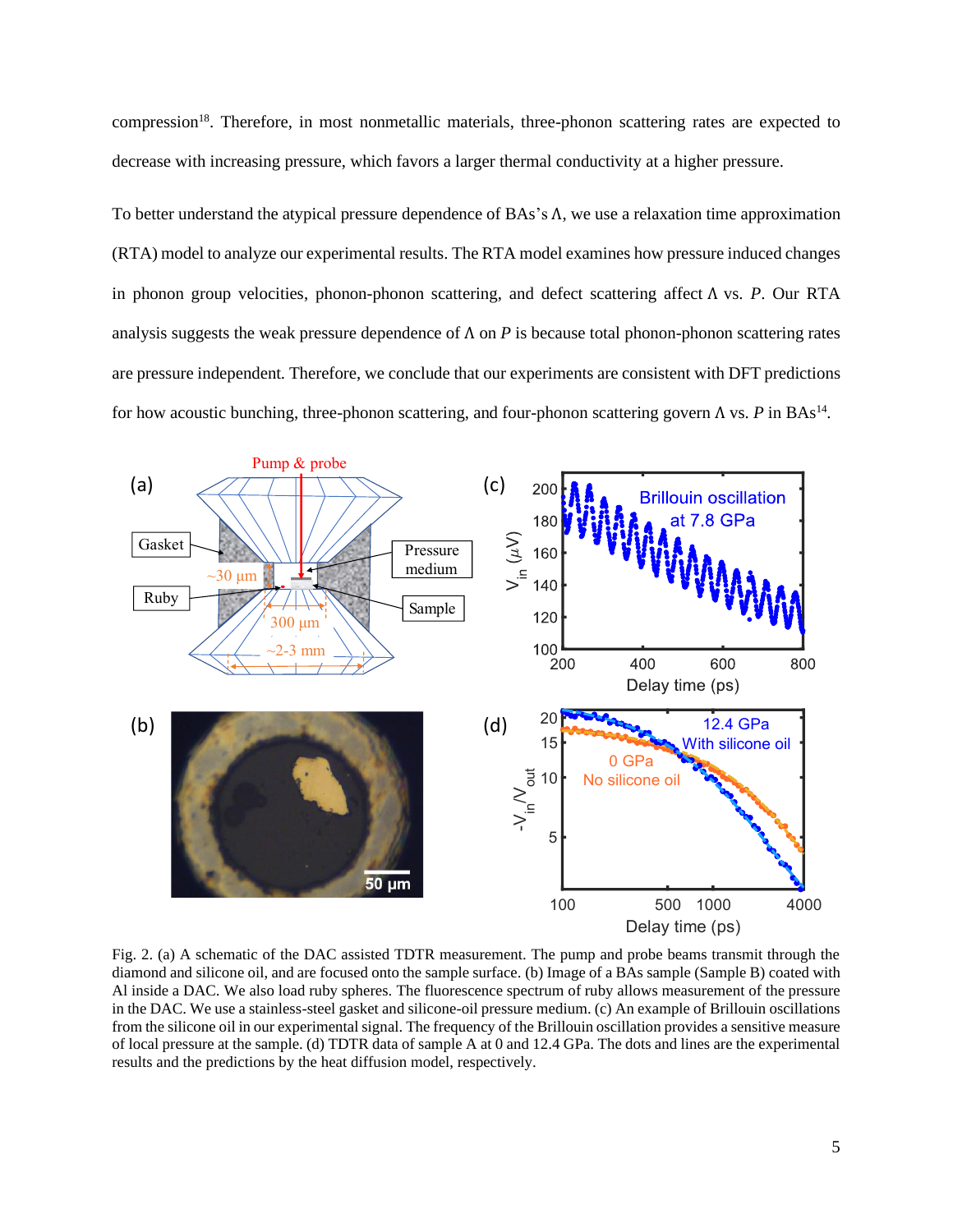compression[18]. Therefore, in most nonmetallic materials, three-phonon scattering rates are expected to decrease with increasing pressure, which favors a larger thermal conductivity at a higher pressure.

To better understand the atypical pressure dependence of BAs's Λ, we use a relaxation time approximation (RTA) model to analyze our experimental results. The RTA model examines how pressure induced changes in phonon group velocities, phonon-phonon scattering, and defect scattering affect Λ vs. *P*. Our RTA analysis suggests the weak pressure dependence of Λ on *P* is because total phonon-phonon scattering rates are pressure independent. Therefore, we conclude that our experiments are consistent with DFT predictions for how acoustic bunching, three-phonon scattering, and four-phonon scattering govern Λ vs. *P* in BAs[14].

Fig. 2. (a) A schematic of the DAC assisted TDTR measurement. The pump and probe beams transmit through the diamond and silicone oil, and are focused onto the sample surface. (b) Image of a BAs sample (Sample B) coated with Al inside a DAC. We also load ruby spheres. The fluorescence spectrum of ruby allows measurement of the pressure in the DAC. We use a stainless-steel gasket and silicone-oil pressure medium. (c) An example of Brillouin oscillations from the silicone oil in our experimental signal. The frequency of the Brillouin oscillation provides a sensitive measure of local pressure at the sample. (d) TDTR data of sample A at 0 and 12.4 GPa. The dots and lines are the experimental results and the predictions by the heat diffusion model, respectively.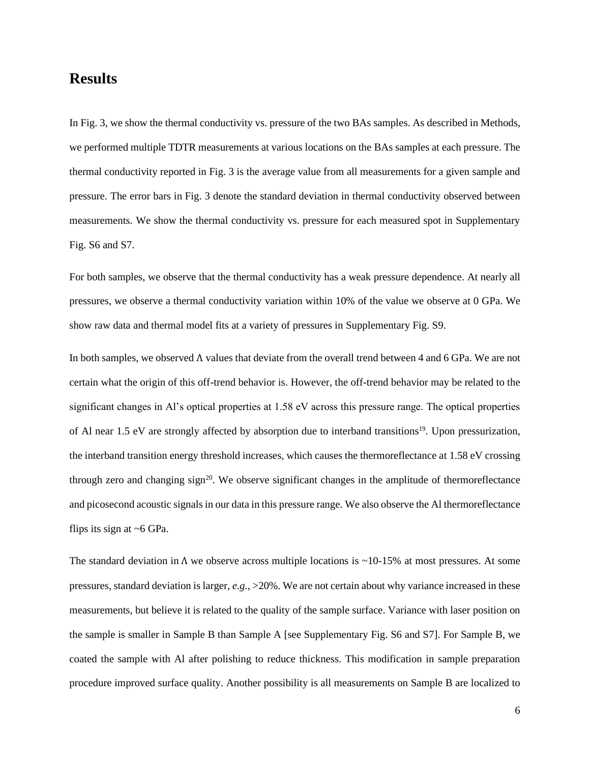## Results

In Fig. 3, we show the thermal conductivity vs. pressure of the two BAs samples. As described in Methods, we performed multiple TDTR measurements at various locations on the BAs samples at each pressure. The thermal conductivity reported in Fig. 3 is the average value from all measurements for a given sample and pressure. The error bars in Fig. 3 denote the standard deviation in thermal conductivity observed between measurements. We show the thermal conductivity vs. pressure for each measured spot in Supplementary Fig. S6 and S7.

For both samples, we observe that the thermal conductivity has a weak pressure dependence. At nearly all pressures, we observe a thermal conductivity variation within 10% of the value we observe at 0 GPa. We show raw data and thermal model fits at a variety of pressures in Supplementary Fig. S9.

In both samples, we observed $\Lambda$ values that deviate from the overall trend between 4 and 6 GPa. We are not certain what the origin of this off-trend behavior is. However, the off-trend behavior may be related to the significant changes in Al's optical properties at 1.58 eV across this pressure range. The optical properties of Al near 1.5 eV are strongly affected by absorption due to interband transitions[19]. Upon pressurization, the interband transition energy threshold increases, which causes the thermoreflectance at 1.58 eV crossing through zero and changing sign[20]. We observe significant changes in the amplitude of thermoreflectance and picosecond acoustic signals in our data in this pressure range. We also observe the Al thermoreflectance flips its sign at ~6 GPa.

The standard deviation in $\Lambda$ we observe across multiple locations is ~10-15% at most pressures. At some pressures, standard deviation is larger, *e.g.*, >20%. We are not certain about why variance increased in these measurements, but believe it is related to the quality of the sample surface. Variance with laser position on the sample is smaller in Sample B than Sample A [see Supplementary Fig. S6 and S7]. For Sample B, we coated the sample with Al after polishing to reduce thickness. This modification in sample preparation procedure improved surface quality. Another possibility is all measurements on Sample B are localized to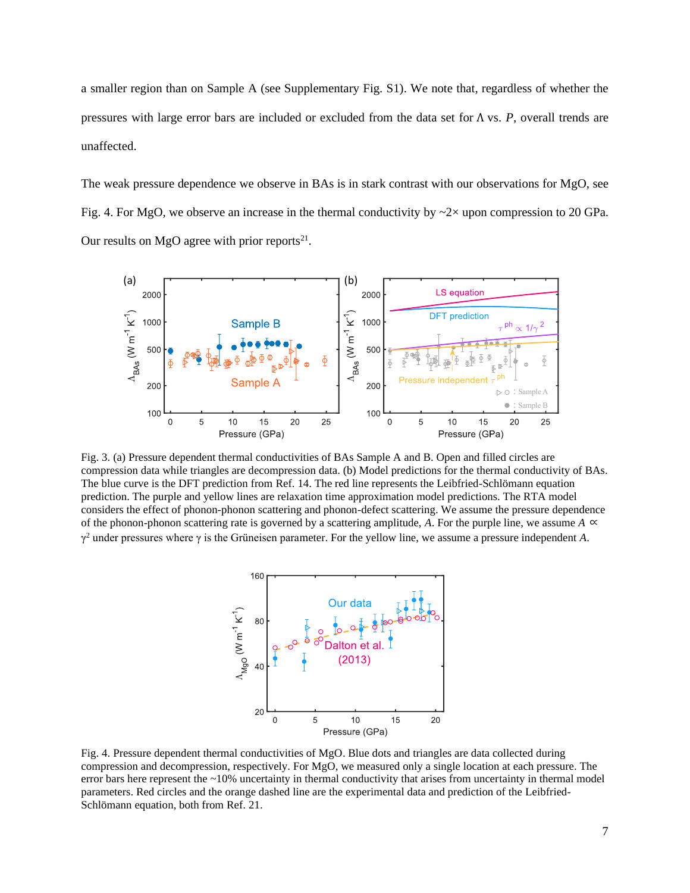a smaller region than on Sample A (see Supplementary Fig. S1). We note that, regardless of whether the pressures with large error bars are included or excluded from the data set for Λ vs. *P*, overall trends are unaffected.

The weak pressure dependence we observe in BAs is in stark contrast with our observations for MgO, see Fig. 4. For MgO, we observe an increase in the thermal conductivity by ~2× upon compression to 20 GPa. Our results on MgO agree with prior reports[21].

Fig. 3. (a) Pressure dependent thermal conductivities of BAs Sample A and B. Open and filled circles are compression data while triangles are decompression data. (b) Model predictions for the thermal conductivity of BAs. The blue curve is the DFT prediction from Ref. 14. The red line represents the Leibfried-Schlömann equation prediction. The purple and yellow lines are relaxation time approximation model predictions. The RTA model considers the effect of phonon-phonon scattering and phonon-defect scattering. We assume the pressure dependence of the phonon-phonon scattering rate is governed by a scattering amplitude, *A*. For the purple line, we assume $A \propto \gamma^2$ under pressures where $\gamma$ is the Grüneisen parameter. For the yellow line, we assume a pressure independent *A*.

Fig. 4. Pressure dependent thermal conductivities of MgO. Blue dots and triangles are data collected during compression and decompression, respectively. For MgO, we measured only a single location at each pressure. The error bars here represent the ~10% uncertainty in thermal conductivity that arises from uncertainty in thermal model parameters. Red circles and the orange dashed line are the experimental data and prediction of the Leibfried-Schlömann equation, both from Ref. 21.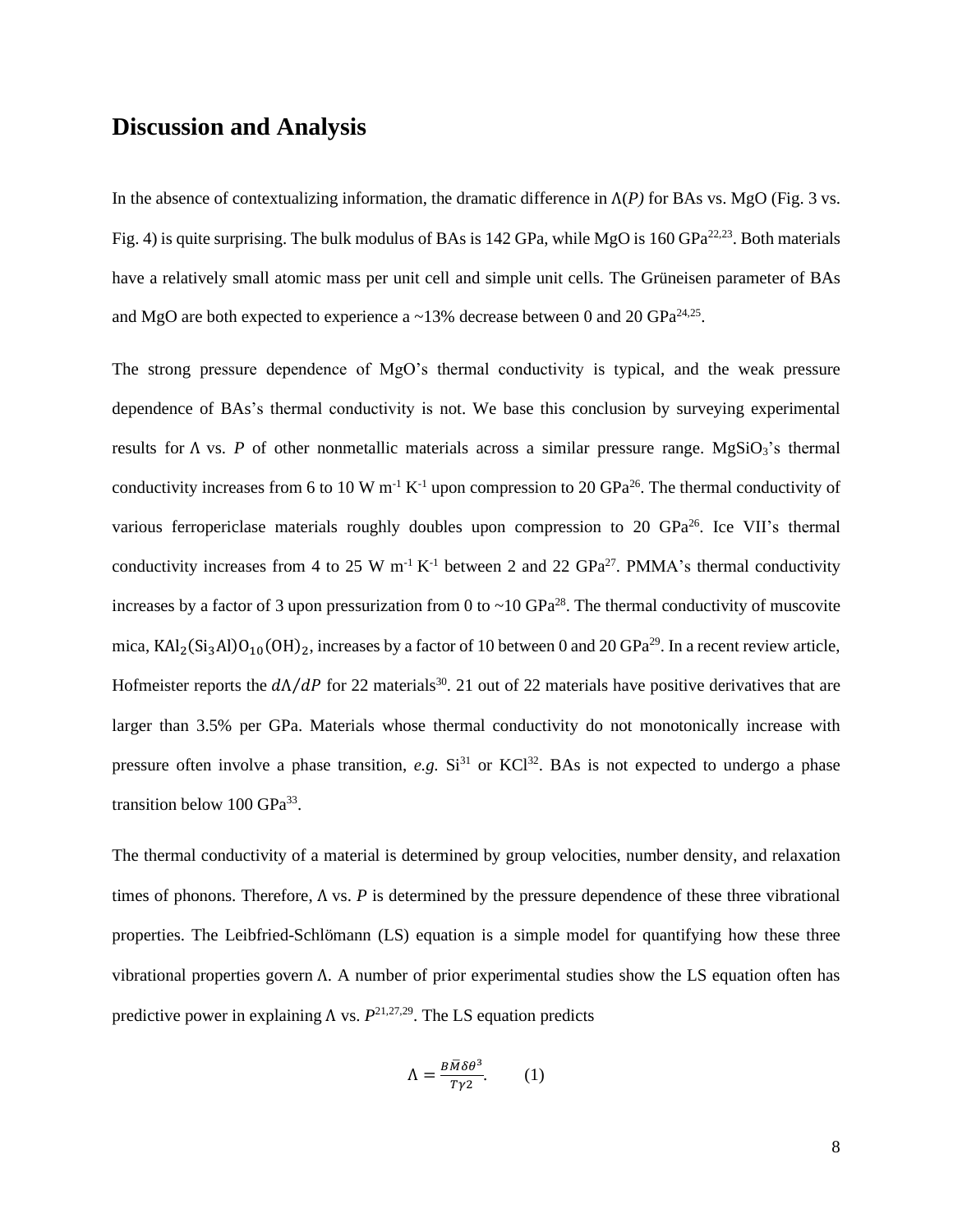## Discussion and Analysis

In the absence of contextualizing information, the dramatic difference in $\Lambda(P)$ for BAs vs. MgO (Fig. 3 vs. Fig. 4) is quite surprising. The bulk modulus of BAs is 142 GPa, while MgO is 160 GPa[22,23]. Both materials have a relatively small atomic mass per unit cell and simple unit cells. The Grüneisen parameter of BAs and MgO are both expected to experience a ~13% decrease between 0 and 20 GPa[24,25].

The strong pressure dependence of MgO's thermal conductivity is typical, and the weak pressure dependence of BAs's thermal conductivity is not. We base this conclusion by surveying experimental results for $\Lambda$ vs. $P$ of other nonmetallic materials across a similar pressure range. $MgSiO_3$'s thermal conductivity increases from 6 to 10 W m$^{-1}$ K$^{-1}$ upon compression to 20 GPa[26]. The thermal conductivity of various ferropericlase materials roughly doubles upon compression to 20 GPa[26]. Ice VII's thermal conductivity increases from 4 to 25 W m$^{-1}$ K$^{-1}$ between 2 and 22 GPa[27]. PMMA's thermal conductivity increases by a factor of 3 upon pressurization from 0 to ~10 GPa[28]. The thermal conductivity of muscovite mica, $KAl_2(Si_3Al)O_{10}(OH)_2$, increases by a factor of 10 between 0 and 20 GPa[29]. In a recent review article, Hofmeister reports the $d\Lambda/dP$ for 22 materials[30]. 21 out of 22 materials have positive derivatives that are larger than 3.5% per GPa. Materials whose thermal conductivity do not monotonically increase with pressure often involve a phase transition, *e.g.* Si[31] or KCl[32]. BAs is not expected to undergo a phase transition below 100 GPa[33].

The thermal conductivity of a material is determined by group velocities, number density, and relaxation times of phonons. Therefore, $\Lambda$ vs. $P$ is determined by the pressure dependence of these three vibrational properties. The Leibfried-Schlömann (LS) equation is a simple model for quantifying how these three vibrational properties govern $\Lambda$. A number of prior experimental studies show the LS equation often has predictive power in explaining $\Lambda$ vs. $P$[21,27,29]. The LS equation predicts

$$\Lambda = \frac{B\bar{M}\delta\theta^3}{T\gamma 2}. \qquad (1)$$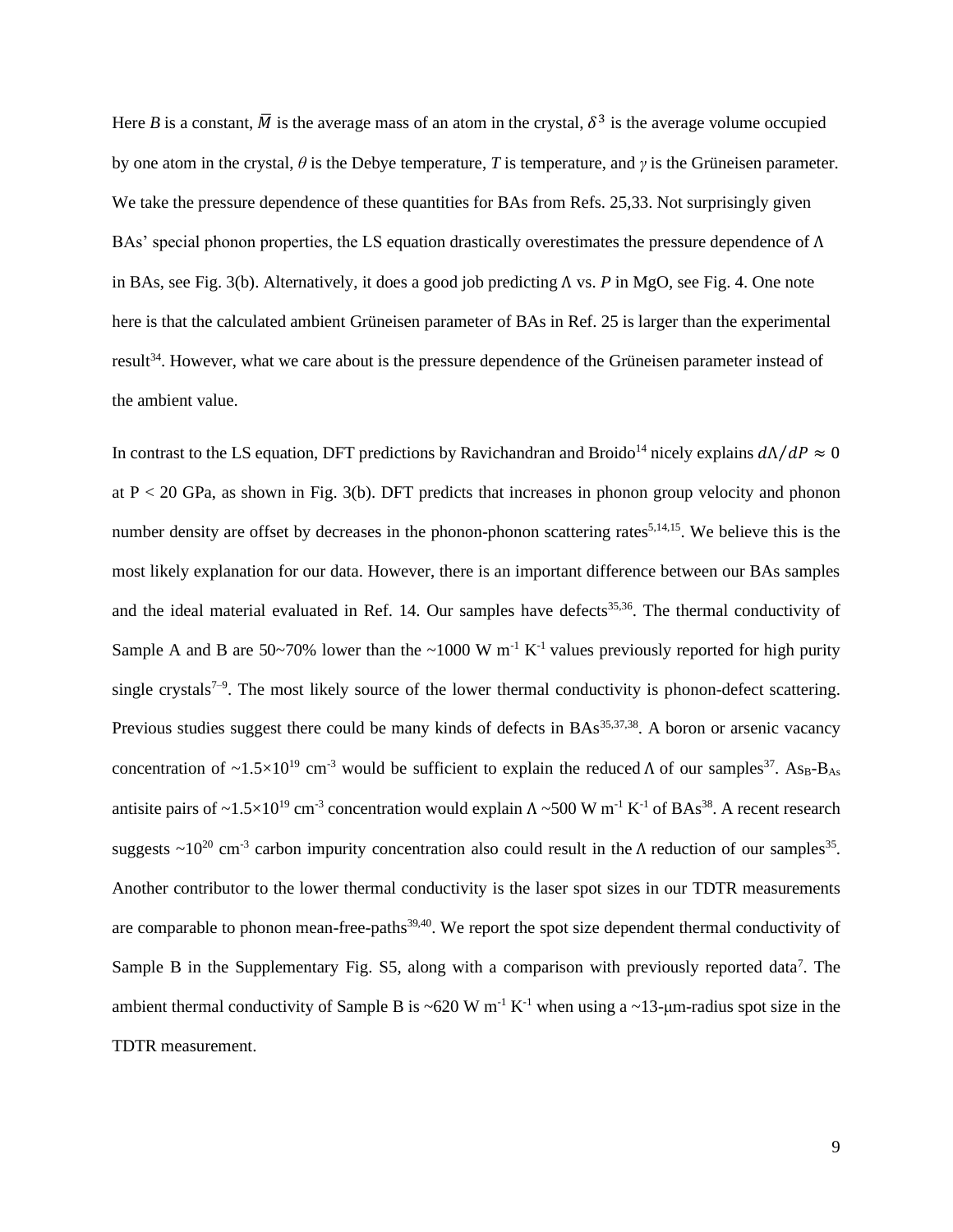Here $B$ is a constant, $\bar{M}$ is the average mass of an atom in the crystal, $\delta^3$ is the average volume occupied by one atom in the crystal, $\theta$ is the Debye temperature, $T$ is temperature, and $\gamma$ is the Grüneisen parameter. We take the pressure dependence of these quantities for BAs from Refs. 25,33. Not surprisingly given BAs' special phonon properties, the LS equation drastically overestimates the pressure dependence of $\Lambda$ in BAs, see Fig. 3(b). Alternatively, it does a good job predicting $\Lambda$ vs. $P$ in MgO, see Fig. 4. One note here is that the calculated ambient Grüneisen parameter of BAs in Ref. 25 is larger than the experimental result[34]. However, what we care about is the pressure dependence of the Grüneisen parameter instead of the ambient value.

In contrast to the LS equation, DFT predictions by Ravichandran and Broido[14] nicely explains $d\Lambda/dP \approx 0$ at P < 20 GPa, as shown in Fig. 3(b). DFT predicts that increases in phonon group velocity and phonon number density are offset by decreases in the phonon-phonon scattering rates[5,14,15]. We believe this is the most likely explanation for our data. However, there is an important difference between our BAs samples and the ideal material evaluated in Ref. 14. Our samples have defects[35,36]. The thermal conductivity of Sample A and B are 50~70% lower than the ~1000 W m$^{-1}$ K$^{-1}$ values previously reported for high purity single crystals[7–9]. The most likely source of the lower thermal conductivity is phonon-defect scattering. Previous studies suggest there could be many kinds of defects in BAs[35,37,38]. A boron or arsenic vacancy concentration of ~1.5×10$^{19}$ cm$^{-3}$ would be sufficient to explain the reduced $\Lambda$ of our samples[37]. $As_B$-$B_{As}$ antisite pairs of ~1.5×10$^{19}$ cm$^{-3}$ concentration would explain $\Lambda$ ~500 W m$^{-1}$ K$^{-1}$ of BAs[38]. A recent research suggests ~10$^{20}$ cm$^{-3}$ carbon impurity concentration also could result in the $\Lambda$ reduction of our samples[35]. Another contributor to the lower thermal conductivity is the laser spot sizes in our TDTR measurements are comparable to phonon mean-free-paths[39,40]. We report the spot size dependent thermal conductivity of Sample B in the Supplementary Fig. S5, along with a comparison with previously reported data[7]. The ambient thermal conductivity of Sample B is ~620 W m$^{-1}$ K$^{-1}$ when using a ~13-μm-radius spot size in the TDTR measurement.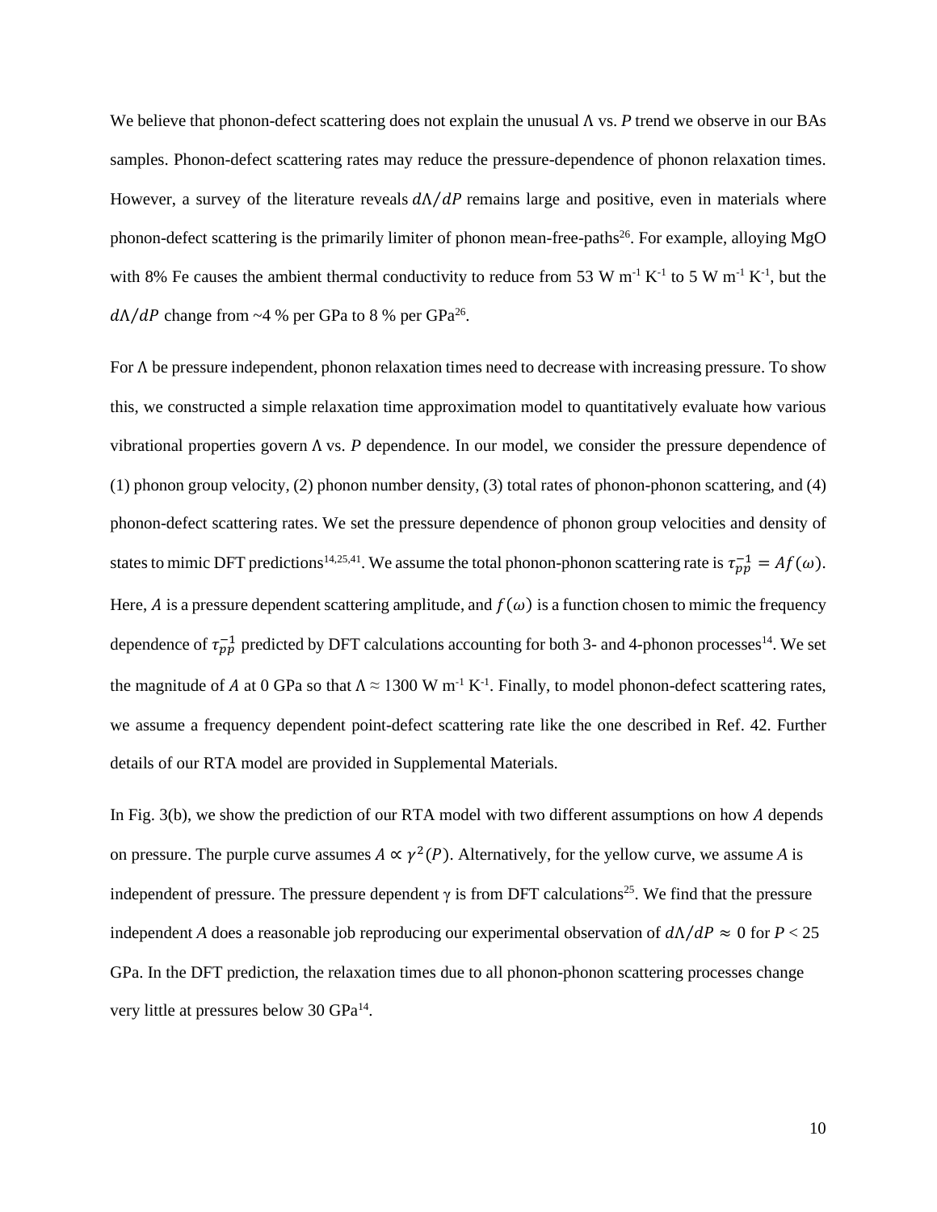We believe that phonon-defect scattering does not explain the unusual Λ vs. $P$ trend we observe in our BAs samples. Phonon-defect scattering rates may reduce the pressure-dependence of phonon relaxation times. However, a survey of the literature reveals $d\Lambda/dP$ remains large and positive, even in materials where phonon-defect scattering is the primarily limiter of phonon mean-free-paths[26]. For example, alloying MgO with 8% Fe causes the ambient thermal conductivity to reduce from 53 W m$^{-1}$ K$^{-1}$ to 5 W m$^{-1}$ K$^{-1}$, but the $d\Lambda/dP$ change from ~4 % per GPa to 8 % per GPa[26].

For Λ be pressure independent, phonon relaxation times need to decrease with increasing pressure. To show this, we constructed a simple relaxation time approximation model to quantitatively evaluate how various vibrational properties govern Λ vs. $P$ dependence. In our model, we consider the pressure dependence of (1) phonon group velocity, (2) phonon number density, (3) total rates of phonon-phonon scattering, and (4) phonon-defect scattering rates. We set the pressure dependence of phonon group velocities and density of states to mimic DFT predictions[14,25,41]. We assume the total phonon-phonon scattering rate is $\tau_{pp}^{-1} = Af(\omega)$. Here, $A$ is a pressure dependent scattering amplitude, and $f(\omega)$ is a function chosen to mimic the frequency dependence of $\tau_{pp}^{-1}$ predicted by DFT calculations accounting for both 3- and 4-phonon processes[14]. We set the magnitude of $A$ at 0 GPa so that $\Lambda \approx 1300$ W m$^{-1}$ K$^{-1}$. Finally, to model phonon-defect scattering rates, we assume a frequency dependent point-defect scattering rate like the one described in Ref. 42. Further details of our RTA model are provided in Supplemental Materials.

In Fig. 3(b), we show the prediction of our RTA model with two different assumptions on how $A$ depends on pressure. The purple curve assumes $A \propto \gamma^2(P)$. Alternatively, for the yellow curve, we assume $A$ is independent of pressure. The pressure dependent γ is from DFT calculations[25]. We find that the pressure independent $A$ does a reasonable job reproducing our experimental observation of $d\Lambda/dP \approx 0$ for $P < 25$ GPa. In the DFT prediction, the relaxation times due to all phonon-phonon scattering processes change very little at pressures below 30 GPa[14].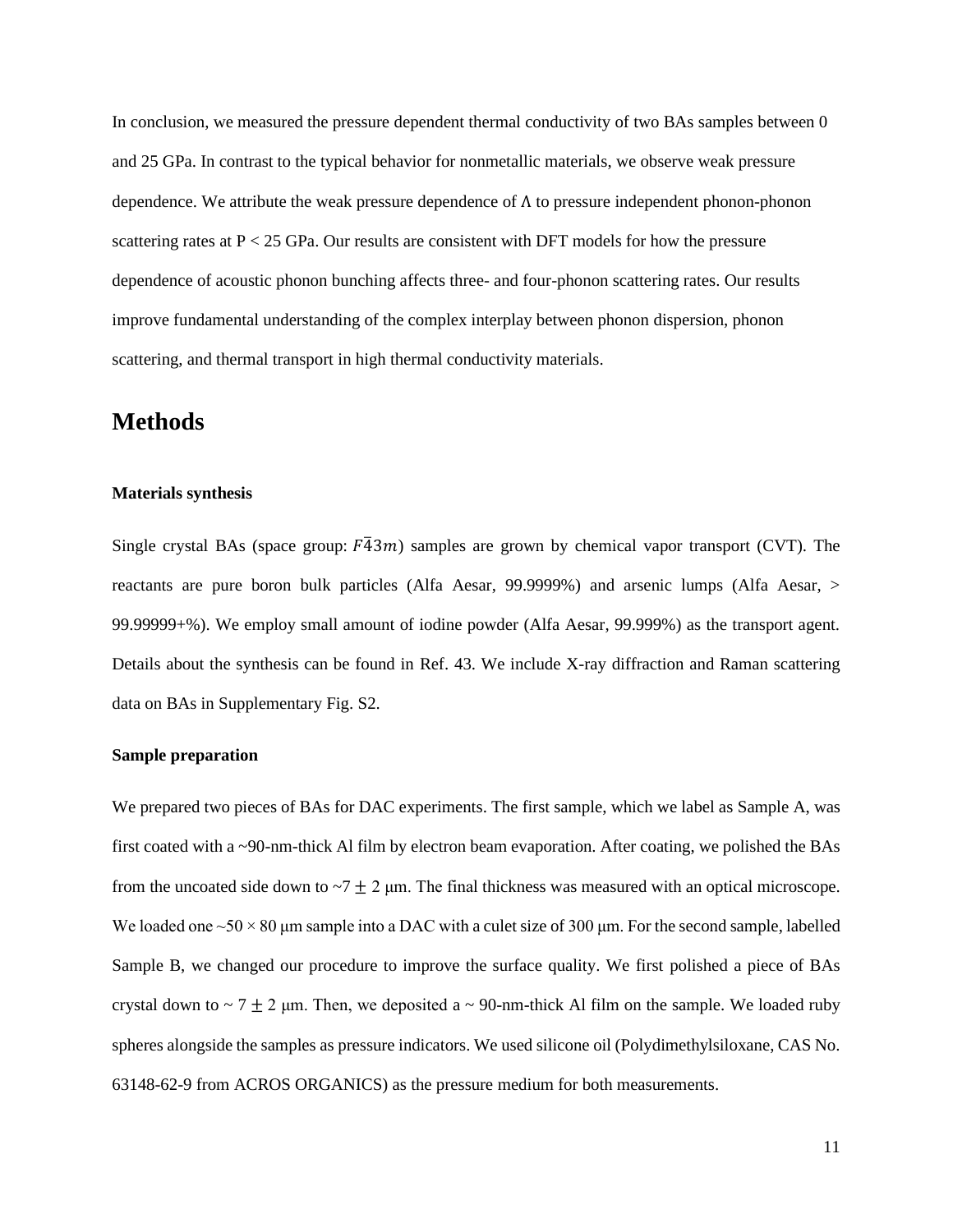In conclusion, we measured the pressure dependent thermal conductivity of two BAs samples between 0 and 25 GPa. In contrast to the typical behavior for nonmetallic materials, we observe weak pressure dependence. We attribute the weak pressure dependence of $\Lambda$ to pressure independent phonon-phonon scattering rates at $P < 25$ GPa. Our results are consistent with DFT models for how the pressure dependence of acoustic phonon bunching affects three- and four-phonon scattering rates. Our results improve fundamental understanding of the complex interplay between phonon dispersion, phonon scattering, and thermal transport in high thermal conductivity materials.

# Methods

### Materials synthesis

Single crystal BAs (space group: $F\bar{4}3m$) samples are grown by chemical vapor transport (CVT). The reactants are pure boron bulk particles (Alfa Aesar, 99.9999%) and arsenic lumps (Alfa Aesar, > 99.99999+%). We employ small amount of iodine powder (Alfa Aesar, 99.999%) as the transport agent. Details about the synthesis can be found in Ref. 43. We include X-ray diffraction and Raman scattering data on BAs in Supplementary Fig. S2.

### Sample preparation

We prepared two pieces of BAs for DAC experiments. The first sample, which we label as Sample A, was first coated with a ~90-nm-thick Al film by electron beam evaporation. After coating, we polished the BAs from the uncoated side down to ~$7 \pm 2$ μm. The final thickness was measured with an optical microscope. We loaded one ~$50 \times 80$ μm sample into a DAC with a culet size of 300 μm. For the second sample, labelled Sample B, we changed our procedure to improve the surface quality. We first polished a piece of BAs crystal down to ~ $7 \pm 2$ μm. Then, we deposited a ~ 90-nm-thick Al film on the sample. We loaded ruby spheres alongside the samples as pressure indicators. We used silicone oil (Polydimethylsiloxane, CAS No. 63148-62-9 from ACROS ORGANICS) as the pressure medium for both measurements.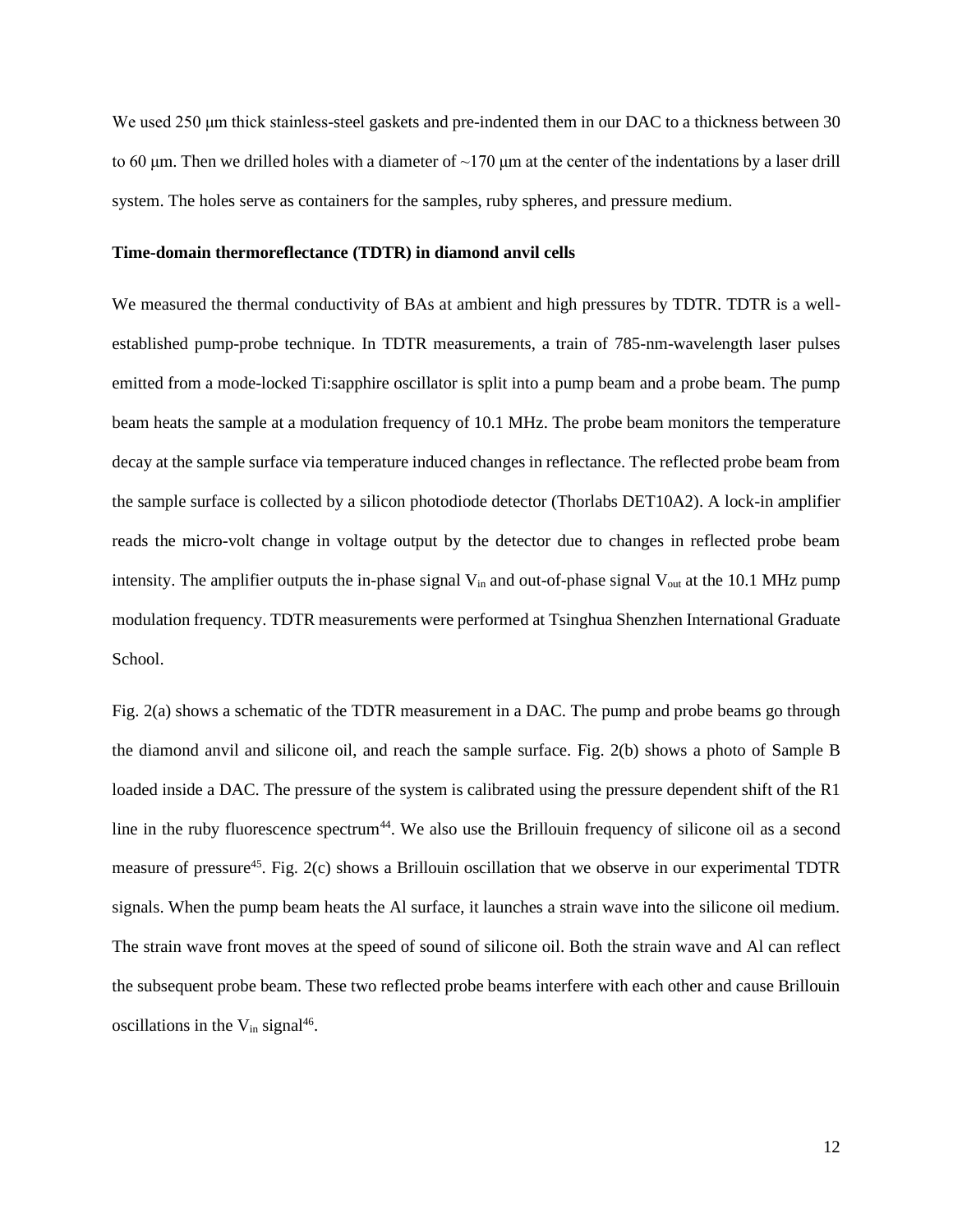We used 250 μm thick stainless-steel gaskets and pre-indented them in our DAC to a thickness between 30 to 60 μm. Then we drilled holes with a diameter of ~170 μm at the center of the indentations by a laser drill system. The holes serve as containers for the samples, ruby spheres, and pressure medium.

**Time-domain thermoreflectance (TDTR) in diamond anvil cells**

We measured the thermal conductivity of BAs at ambient and high pressures by TDTR. TDTR is a well-established pump-probe technique. In TDTR measurements, a train of 785-nm-wavelength laser pulses emitted from a mode-locked Ti:sapphire oscillator is split into a pump beam and a probe beam. The pump beam heats the sample at a modulation frequency of 10.1 MHz. The probe beam monitors the temperature decay at the sample surface via temperature induced changes in reflectance. The reflected probe beam from the sample surface is collected by a silicon photodiode detector (Thorlabs DET10A2). A lock-in amplifier reads the micro-volt change in voltage output by the detector due to changes in reflected probe beam intensity. The amplifier outputs the in-phase signal $V_{in}$ and out-of-phase signal $V_{out}$ at the 10.1 MHz pump modulation frequency. TDTR measurements were performed at Tsinghua Shenzhen International Graduate School.

Fig. 2(a) shows a schematic of the TDTR measurement in a DAC. The pump and probe beams go through the diamond anvil and silicone oil, and reach the sample surface. Fig. 2(b) shows a photo of Sample B loaded inside a DAC. The pressure of the system is calibrated using the pressure dependent shift of the R1 line in the ruby fluorescence spectrum[44]. We also use the Brillouin frequency of silicone oil as a second measure of pressure[45]. Fig. 2(c) shows a Brillouin oscillation that we observe in our experimental TDTR signals. When the pump beam heats the Al surface, it launches a strain wave into the silicone oil medium. The strain wave front moves at the speed of sound of silicone oil. Both the strain wave and Al can reflect the subsequent probe beam. These two reflected probe beams interfere with each other and cause Brillouin oscillations in the $V_{in}$ signal[46].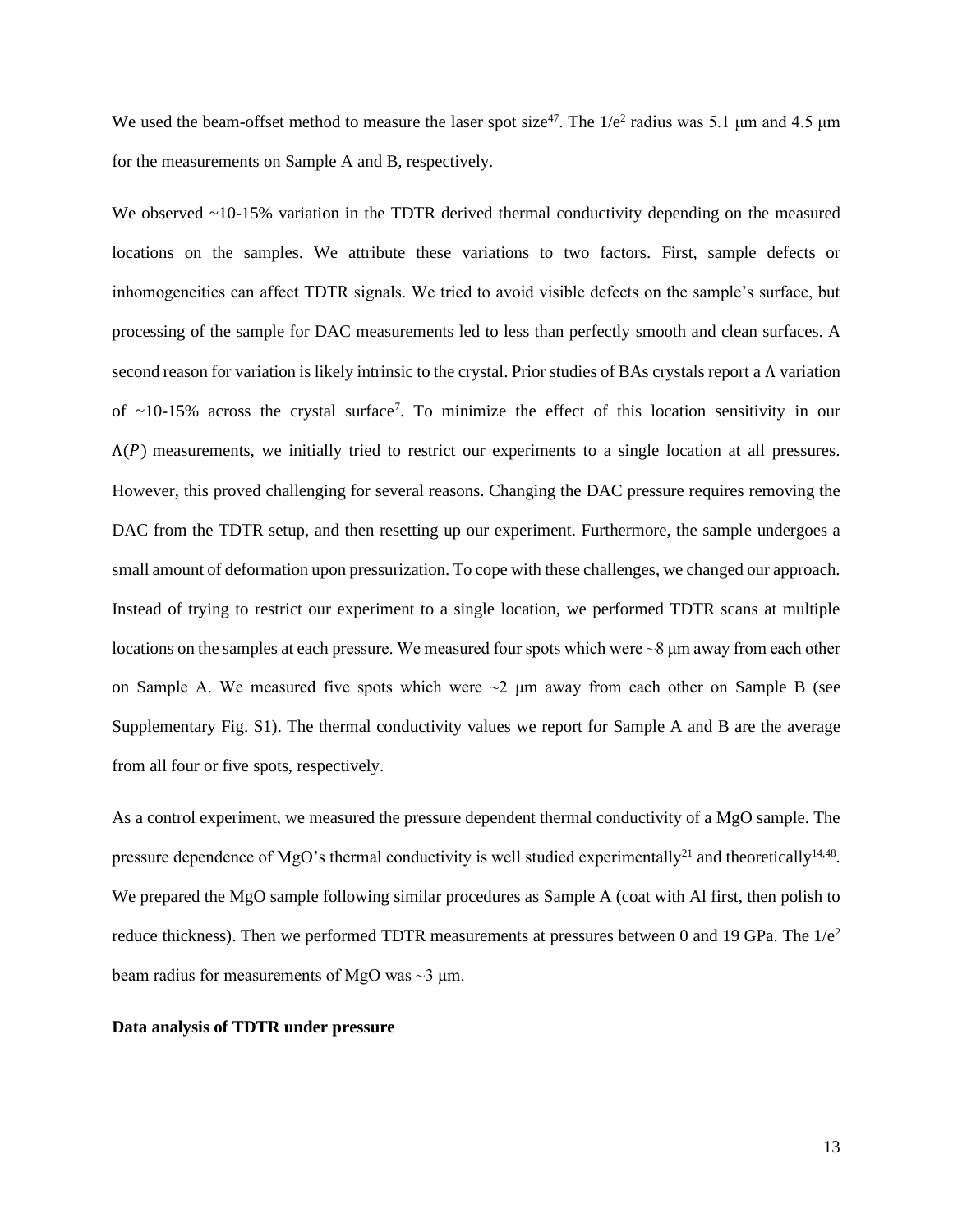We used the beam-offset method to measure the laser spot size[47]. The $1/e^2$ radius was 5.1 μm and 4.5 μm for the measurements on Sample A and B, respectively.

We observed ~10-15% variation in the TDTR derived thermal conductivity depending on the measured locations on the samples. We attribute these variations to two factors. First, sample defects or inhomogeneities can affect TDTR signals. We tried to avoid visible defects on the sample's surface, but processing of the sample for DAC measurements led to less than perfectly smooth and clean surfaces. A second reason for variation is likely intrinsic to the crystal. Prior studies of BAs crystals report a $\Lambda$ variation of ~10-15% across the crystal surface[7]. To minimize the effect of this location sensitivity in our $\Lambda(P)$ measurements, we initially tried to restrict our experiments to a single location at all pressures. However, this proved challenging for several reasons. Changing the DAC pressure requires removing the DAC from the TDTR setup, and then resetting up our experiment. Furthermore, the sample undergoes a small amount of deformation upon pressurization. To cope with these challenges, we changed our approach. Instead of trying to restrict our experiment to a single location, we performed TDTR scans at multiple locations on the samples at each pressure. We measured four spots which were ~8 μm away from each other on Sample A. We measured five spots which were ~2 μm away from each other on Sample B (see Supplementary Fig. S1). The thermal conductivity values we report for Sample A and B are the average from all four or five spots, respectively.

As a control experiment, we measured the pressure dependent thermal conductivity of a MgO sample. The pressure dependence of MgO's thermal conductivity is well studied experimentally[21] and theoretically[14,48]. We prepared the MgO sample following similar procedures as Sample A (coat with Al first, then polish to reduce thickness). Then we performed TDTR measurements at pressures between 0 and 19 GPa. The $1/e^2$ beam radius for measurements of MgO was ~3 μm.

**Data analysis of TDTR under pressure**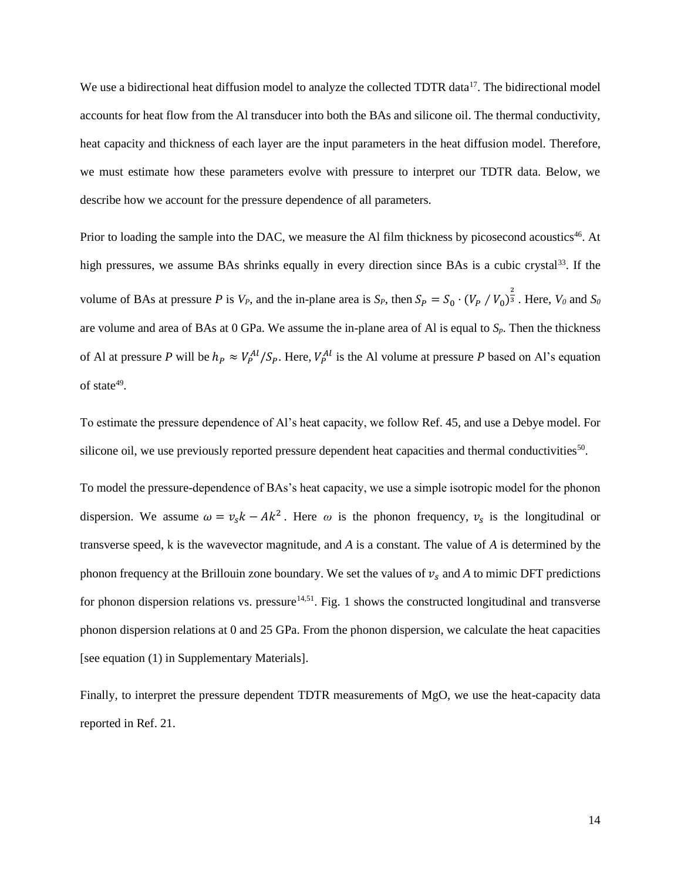We use a bidirectional heat diffusion model to analyze the collected TDTR data[17]. The bidirectional model accounts for heat flow from the Al transducer into both the BAs and silicone oil. The thermal conductivity, heat capacity and thickness of each layer are the input parameters in the heat diffusion model. Therefore, we must estimate how these parameters evolve with pressure to interpret our TDTR data. Below, we describe how we account for the pressure dependence of all parameters.

Prior to loading the sample into the DAC, we measure the Al film thickness by picosecond acoustics[46]. At high pressures, we assume BAs shrinks equally in every direction since BAs is a cubic crystal[33]. If the volume of BAs at pressure $P$ is $V_P$, and the in-plane area is $S_P$, then $S_P = S_0 \cdot (V_P \,/\, V_0)^{\frac{2}{3}}$. Here, $V_0$ and $S_0$ are volume and area of BAs at 0 GPa. We assume the in-plane area of Al is equal to $S_P$. Then the thickness of Al at pressure $P$ will be $h_P \approx V_P^{Al}/S_P$. Here, $V_P^{Al}$ is the Al volume at pressure $P$ based on Al's equation of state[49].

To estimate the pressure dependence of Al's heat capacity, we follow Ref. 45, and use a Debye model. For silicone oil, we use previously reported pressure dependent heat capacities and thermal conductivities[50].

To model the pressure-dependence of BAs's heat capacity, we use a simple isotropic model for the phonon dispersion. We assume $\omega = v_s k - Ak^2$. Here $\omega$ is the phonon frequency, $v_s$ is the longitudinal or transverse speed, k is the wavevector magnitude, and $A$ is a constant. The value of $A$ is determined by the phonon frequency at the Brillouin zone boundary. We set the values of $v_s$ and $A$ to mimic DFT predictions for phonon dispersion relations vs. pressure[14,51]. Fig. 1 shows the constructed longitudinal and transverse phonon dispersion relations at 0 and 25 GPa. From the phonon dispersion, we calculate the heat capacities [see equation (1) in Supplementary Materials].

Finally, to interpret the pressure dependent TDTR measurements of MgO, we use the heat-capacity data reported in Ref. 21.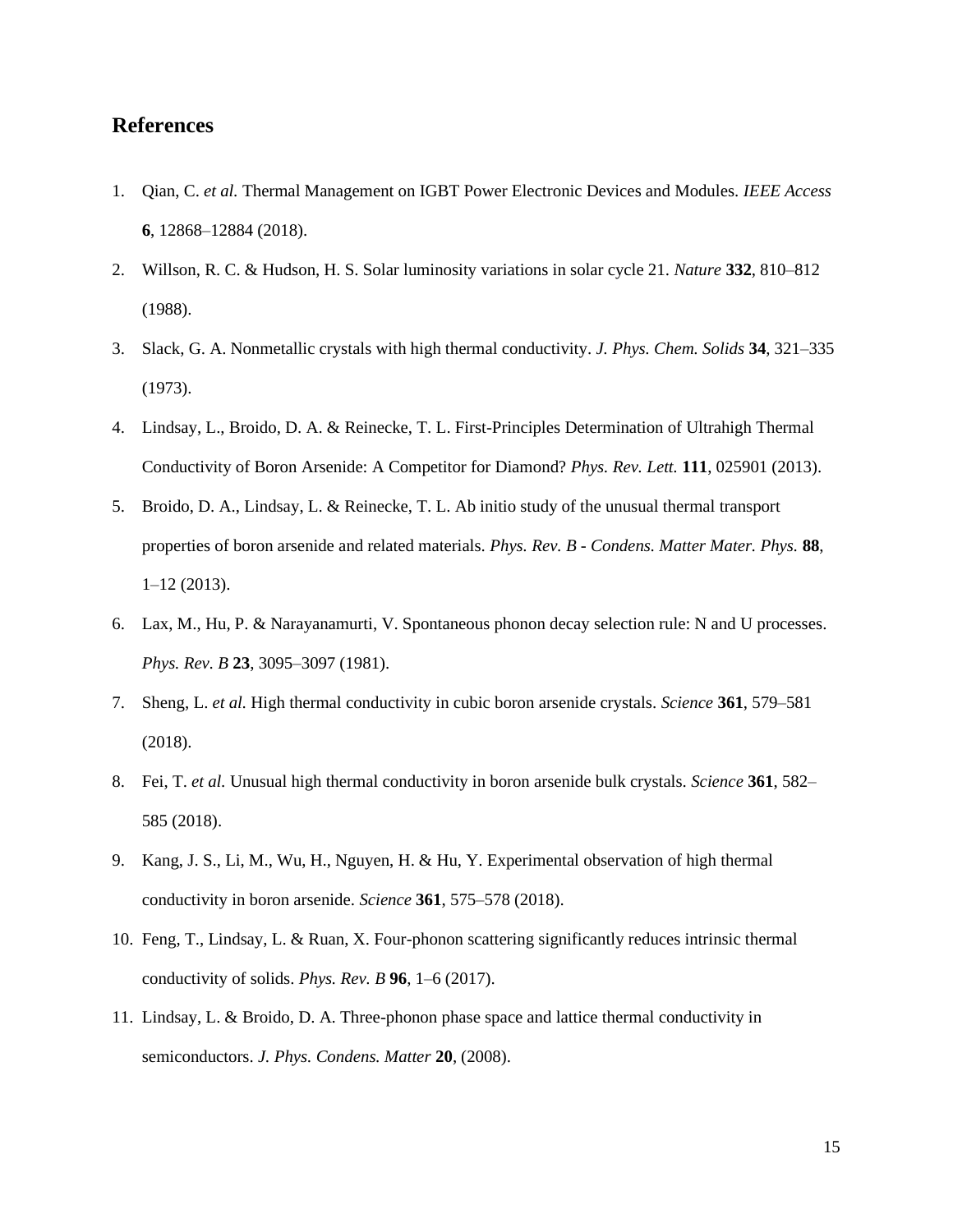## References

1. Qian, C. *et al.* Thermal Management on IGBT Power Electronic Devices and Modules. *IEEE Access* **6**, 12868–12884 (2018).
2. Willson, R. C. & Hudson, H. S. Solar luminosity variations in solar cycle 21. *Nature* **332**, 810–812 (1988).
3. Slack, G. A. Nonmetallic crystals with high thermal conductivity. *J. Phys. Chem. Solids* **34**, 321–335 (1973).
4. Lindsay, L., Broido, D. A. & Reinecke, T. L. First-Principles Determination of Ultrahigh Thermal Conductivity of Boron Arsenide: A Competitor for Diamond? *Phys. Rev. Lett.* **111**, 025901 (2013).
5. Broido, D. A., Lindsay, L. & Reinecke, T. L. Ab initio study of the unusual thermal transport properties of boron arsenide and related materials. *Phys. Rev. B - Condens. Matter Mater. Phys.* **88**, 1–12 (2013).
6. Lax, M., Hu, P. & Narayanamurti, V. Spontaneous phonon decay selection rule: N and U processes. *Phys. Rev. B* **23**, 3095–3097 (1981).
7. Sheng, L. *et al.* High thermal conductivity in cubic boron arsenide crystals. *Science* **361**, 579–581 (2018).
8. Fei, T. *et al.* Unusual high thermal conductivity in boron arsenide bulk crystals. *Science* **361**, 582–585 (2018).
9. Kang, J. S., Li, M., Wu, H., Nguyen, H. & Hu, Y. Experimental observation of high thermal conductivity in boron arsenide. *Science* **361**, 575–578 (2018).
10. Feng, T., Lindsay, L. & Ruan, X. Four-phonon scattering significantly reduces intrinsic thermal conductivity of solids. *Phys. Rev. B* **96**, 1–6 (2017).
11. Lindsay, L. & Broido, D. A. Three-phonon phase space and lattice thermal conductivity in semiconductors. *J. Phys. Condens. Matter* **20**, (2008).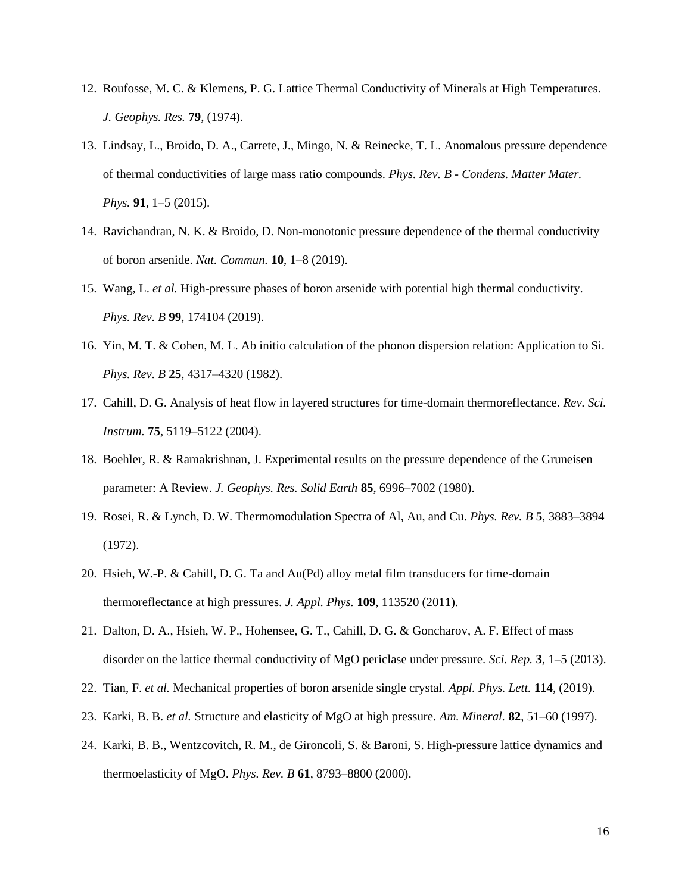12. Roufosse, M. C. & Klemens, P. G. Lattice Thermal Conductivity of Minerals at High Temperatures. *J. Geophys. Res.* **79**, (1974).
13. Lindsay, L., Broido, D. A., Carrete, J., Mingo, N. & Reinecke, T. L. Anomalous pressure dependence of thermal conductivities of large mass ratio compounds. *Phys. Rev. B - Condens. Matter Mater. Phys.* **91**, 1–5 (2015).
14. Ravichandran, N. K. & Broido, D. Non-monotonic pressure dependence of the thermal conductivity of boron arsenide. *Nat. Commun.* **10**, 1–8 (2019).
15. Wang, L. *et al.* High-pressure phases of boron arsenide with potential high thermal conductivity. *Phys. Rev. B* **99**, 174104 (2019).
16. Yin, M. T. & Cohen, M. L. Ab initio calculation of the phonon dispersion relation: Application to Si. *Phys. Rev. B* **25**, 4317–4320 (1982).
17. Cahill, D. G. Analysis of heat flow in layered structures for time-domain thermoreflectance. *Rev. Sci. Instrum.* **75**, 5119–5122 (2004).
18. Boehler, R. & Ramakrishnan, J. Experimental results on the pressure dependence of the Gruneisen parameter: A Review. *J. Geophys. Res. Solid Earth* **85**, 6996–7002 (1980).
19. Rosei, R. & Lynch, D. W. Thermomodulation Spectra of Al, Au, and Cu. *Phys. Rev. B* **5**, 3883–3894 (1972).
20. Hsieh, W.-P. & Cahill, D. G. Ta and Au(Pd) alloy metal film transducers for time-domain thermoreflectance at high pressures. *J. Appl. Phys.* **109**, 113520 (2011).
21. Dalton, D. A., Hsieh, W. P., Hohensee, G. T., Cahill, D. G. & Goncharov, A. F. Effect of mass disorder on the lattice thermal conductivity of MgO periclase under pressure. *Sci. Rep.* **3**, 1–5 (2013).
22. Tian, F. *et al.* Mechanical properties of boron arsenide single crystal. *Appl. Phys. Lett.* **114**, (2019).
23. Karki, B. B. *et al.* Structure and elasticity of MgO at high pressure. *Am. Mineral.* **82**, 51–60 (1997).
24. Karki, B. B., Wentzcovitch, R. M., de Gironcoli, S. & Baroni, S. High-pressure lattice dynamics and thermoelasticity of MgO. *Phys. Rev. B* **61**, 8793–8800 (2000).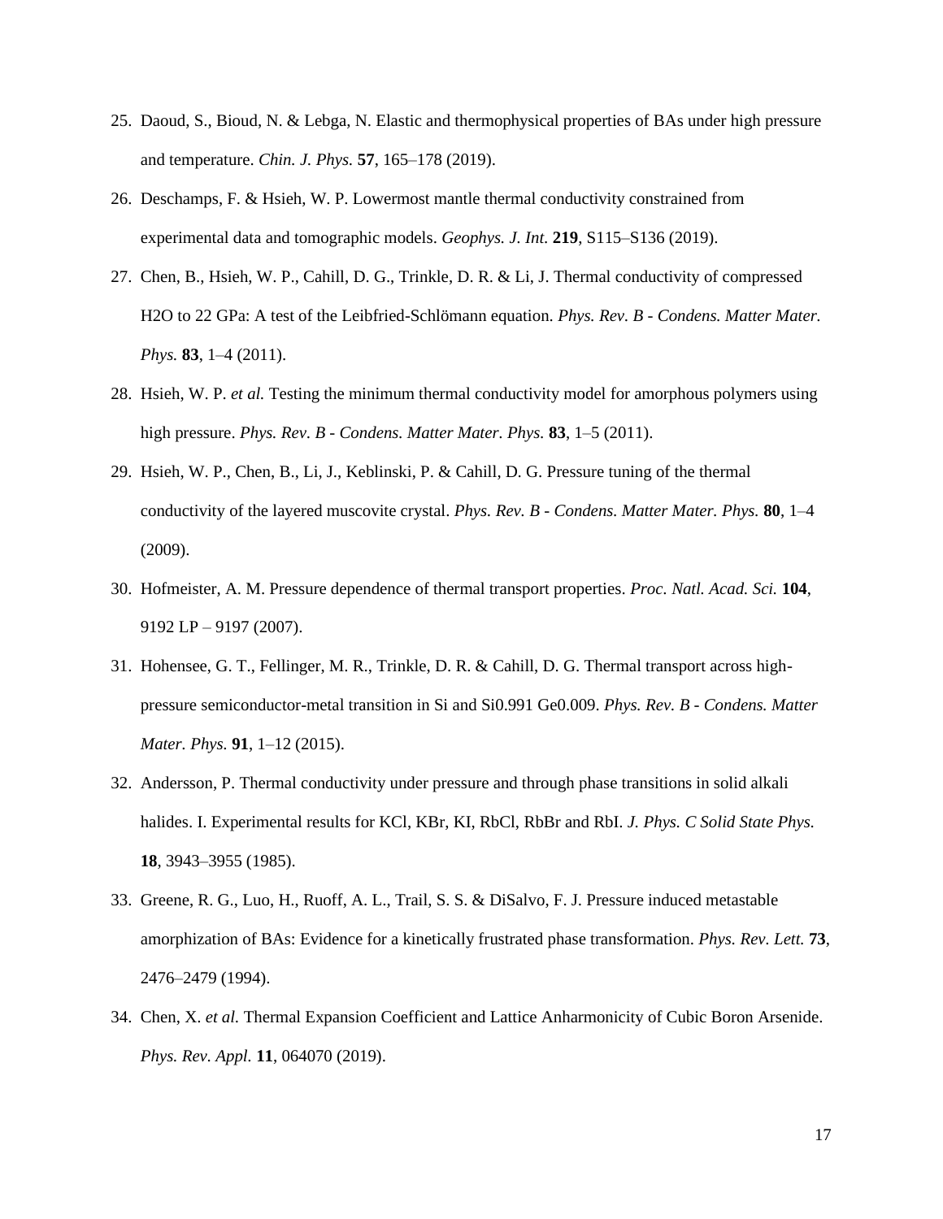25. Daoud, S., Bioud, N. & Lebga, N. Elastic and thermophysical properties of BAs under high pressure and temperature. *Chin. J. Phys.* **57**, 165–178 (2019).
26. Deschamps, F. & Hsieh, W. P. Lowermost mantle thermal conductivity constrained from experimental data and tomographic models. *Geophys. J. Int.* **219**, S115–S136 (2019).
27. Chen, B., Hsieh, W. P., Cahill, D. G., Trinkle, D. R. & Li, J. Thermal conductivity of compressed H2O to 22 GPa: A test of the Leibfried-Schlömann equation. *Phys. Rev. B - Condens. Matter Mater. Phys.* **83**, 1–4 (2011).
28. Hsieh, W. P. *et al.* Testing the minimum thermal conductivity model for amorphous polymers using high pressure. *Phys. Rev. B - Condens. Matter Mater. Phys.* **83**, 1–5 (2011).
29. Hsieh, W. P., Chen, B., Li, J., Keblinski, P. & Cahill, D. G. Pressure tuning of the thermal conductivity of the layered muscovite crystal. *Phys. Rev. B - Condens. Matter Mater. Phys.* **80**, 1–4 (2009).
30. Hofmeister, A. M. Pressure dependence of thermal transport properties. *Proc. Natl. Acad. Sci.* **104**, 9192 LP – 9197 (2007).
31. Hohensee, G. T., Fellinger, M. R., Trinkle, D. R. & Cahill, D. G. Thermal transport across high-pressure semiconductor-metal transition in Si and Si0.991 Ge0.009. *Phys. Rev. B - Condens. Matter Mater. Phys.* **91**, 1–12 (2015).
32. Andersson, P. Thermal conductivity under pressure and through phase transitions in solid alkali halides. I. Experimental results for KCl, KBr, KI, RbCl, RbBr and RbI. *J. Phys. C Solid State Phys.* **18**, 3943–3955 (1985).
33. Greene, R. G., Luo, H., Ruoff, A. L., Trail, S. S. & DiSalvo, F. J. Pressure induced metastable amorphization of BAs: Evidence for a kinetically frustrated phase transformation. *Phys. Rev. Lett.* **73**, 2476–2479 (1994).
34. Chen, X. *et al.* Thermal Expansion Coefficient and Lattice Anharmonicity of Cubic Boron Arsenide. *Phys. Rev. Appl.* **11**, 064070 (2019).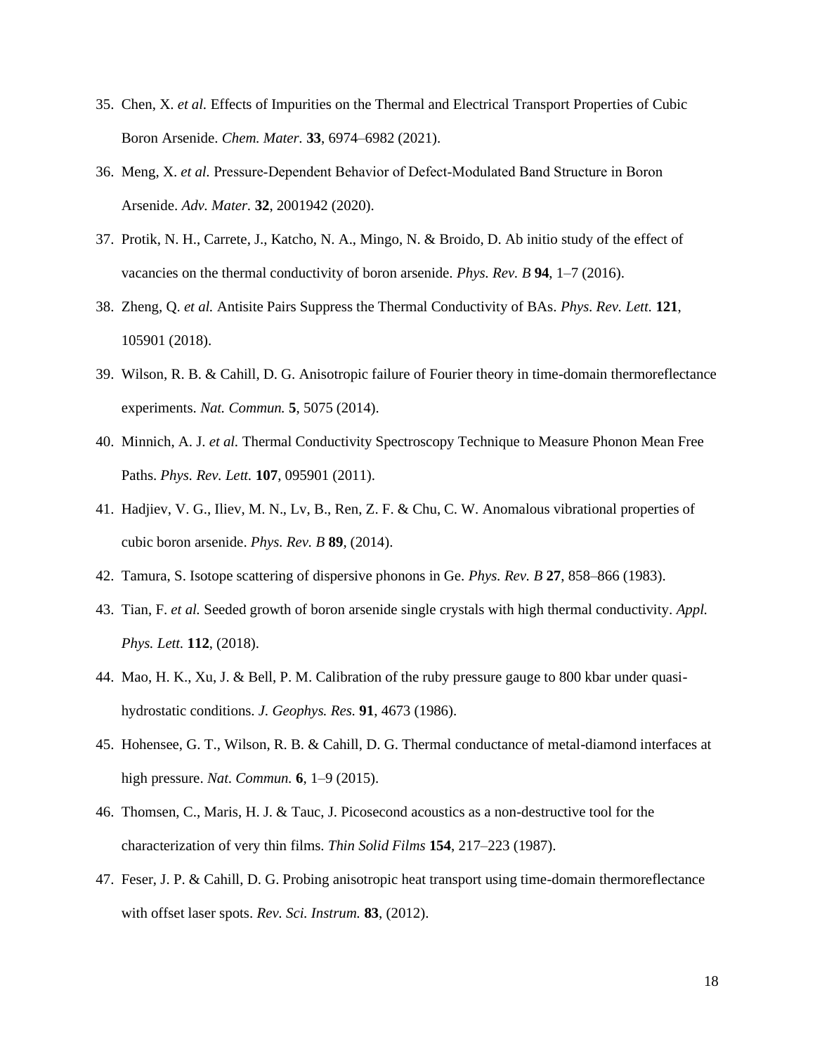35. Chen, X. *et al*. Effects of Impurities on the Thermal and Electrical Transport Properties of Cubic Boron Arsenide. *Chem. Mater*. **33**, 6974–6982 (2021).
36. Meng, X. *et al.* Pressure-Dependent Behavior of Defect-Modulated Band Structure in Boron Arsenide. *Adv. Mater.* **32**, 2001942 (2020).
37. Protik, N. H., Carrete, J., Katcho, N. A., Mingo, N. & Broido, D. Ab initio study of the effect of vacancies on the thermal conductivity of boron arsenide. *Phys. Rev. B* **94**, 1–7 (2016).
38. Zheng, Q. *et al.* Antisite Pairs Suppress the Thermal Conductivity of BAs. *Phys. Rev. Lett.* **121**, 105901 (2018).
39. Wilson, R. B. & Cahill, D. G. Anisotropic failure of Fourier theory in time-domain thermoreflectance experiments. *Nat. Commun.* **5**, 5075 (2014).
40. Minnich, A. J. *et al.* Thermal Conductivity Spectroscopy Technique to Measure Phonon Mean Free Paths. *Phys. Rev. Lett.* **107**, 095901 (2011).
41. Hadjiev, V. G., Iliev, M. N., Lv, B., Ren, Z. F. & Chu, C. W. Anomalous vibrational properties of cubic boron arsenide. *Phys. Rev. B* **89**, (2014).
42. Tamura, S. Isotope scattering of dispersive phonons in Ge. *Phys. Rev. B* **27**, 858–866 (1983).
43. Tian, F. *et al.* Seeded growth of boron arsenide single crystals with high thermal conductivity. *Appl. Phys. Lett.* **112**, (2018).
44. Mao, H. K., Xu, J. & Bell, P. M. Calibration of the ruby pressure gauge to 800 kbar under quasi-hydrostatic conditions. *J. Geophys. Res.* **91**, 4673 (1986).
45. Hohensee, G. T., Wilson, R. B. & Cahill, D. G. Thermal conductance of metal-diamond interfaces at high pressure. *Nat. Commun.* **6**, 1–9 (2015).
46. Thomsen, C., Maris, H. J. & Tauc, J. Picosecond acoustics as a non-destructive tool for the characterization of very thin films. *Thin Solid Films* **154**, 217–223 (1987).
47. Feser, J. P. & Cahill, D. G. Probing anisotropic heat transport using time-domain thermoreflectance with offset laser spots. *Rev. Sci. Instrum.* **83**, (2012).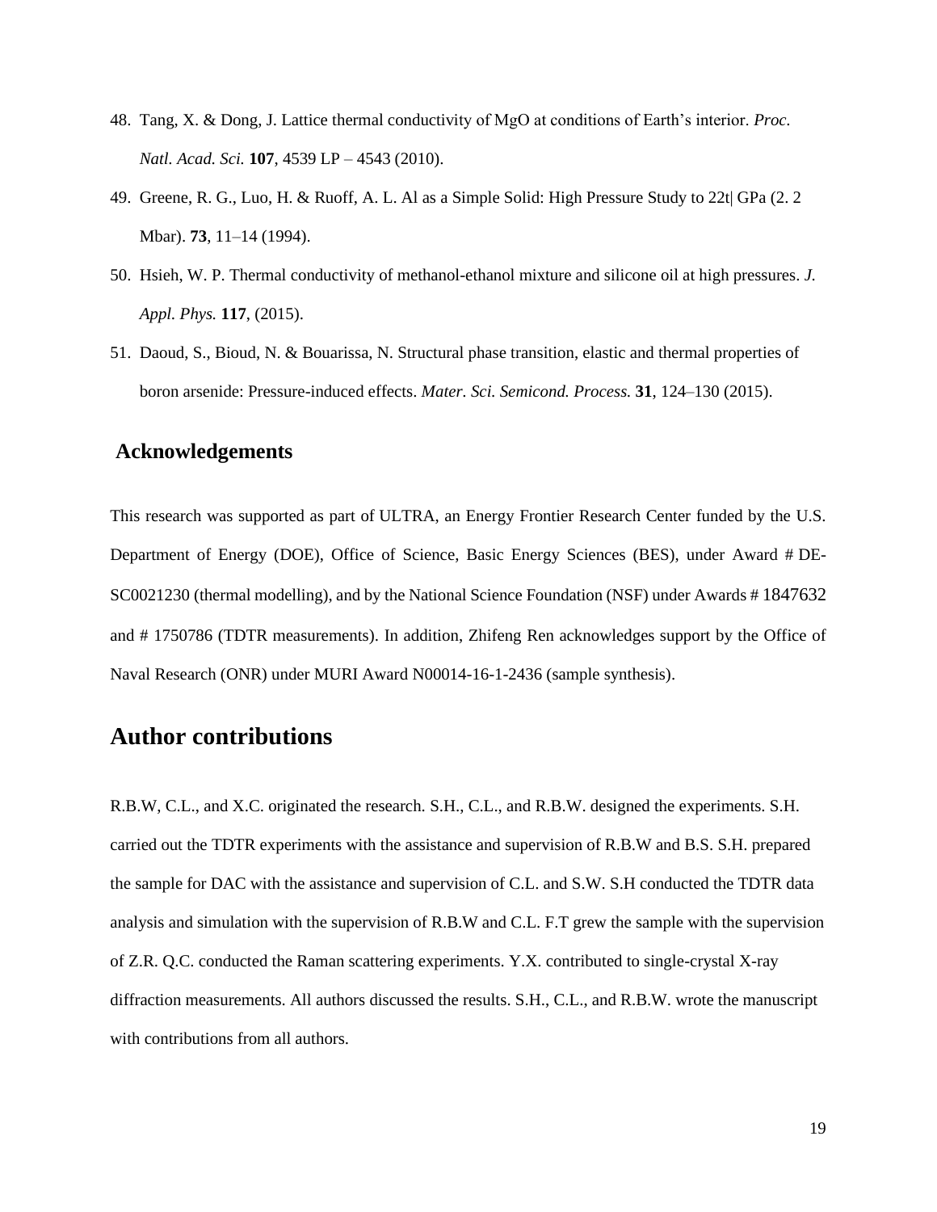48. Tang, X. & Dong, J. Lattice thermal conductivity of MgO at conditions of Earth's interior. *Proc. Natl. Acad. Sci.* **107**, 4539 LP – 4543 (2010).
49. Greene, R. G., Luo, H. & Ruoff, A. L. Al as a Simple Solid: High Pressure Study to 22t| GPa (2. 2 Mbar). **73**, 11–14 (1994).
50. Hsieh, W. P. Thermal conductivity of methanol-ethanol mixture and silicone oil at high pressures. *J. Appl. Phys.* **117**, (2015).
51. Daoud, S., Bioud, N. & Bouarissa, N. Structural phase transition, elastic and thermal properties of boron arsenide: Pressure-induced effects. *Mater. Sci. Semicond. Process.* **31**, 124–130 (2015).

## Acknowledgements

This research was supported as part of ULTRA, an Energy Frontier Research Center funded by the U.S. Department of Energy (DOE), Office of Science, Basic Energy Sciences (BES), under Award # DE-SC0021230 (thermal modelling), and by the National Science Foundation (NSF) under Awards # 1847632 and # 1750786 (TDTR measurements). In addition, Zhifeng Ren acknowledges support by the Office of Naval Research (ONR) under MURI Award N00014-16-1-2436 (sample synthesis).

# Author contributions

R.B.W, C.L., and X.C. originated the research. S.H., C.L., and R.B.W. designed the experiments. S.H. carried out the TDTR experiments with the assistance and supervision of R.B.W and B.S. S.H. prepared the sample for DAC with the assistance and supervision of C.L. and S.W. S.H conducted the TDTR data analysis and simulation with the supervision of R.B.W and C.L. F.T grew the sample with the supervision of Z.R. Q.C. conducted the Raman scattering experiments. Y.X. contributed to single-crystal X-ray diffraction measurements. All authors discussed the results. S.H., C.L., and R.B.W. wrote the manuscript with contributions from all authors.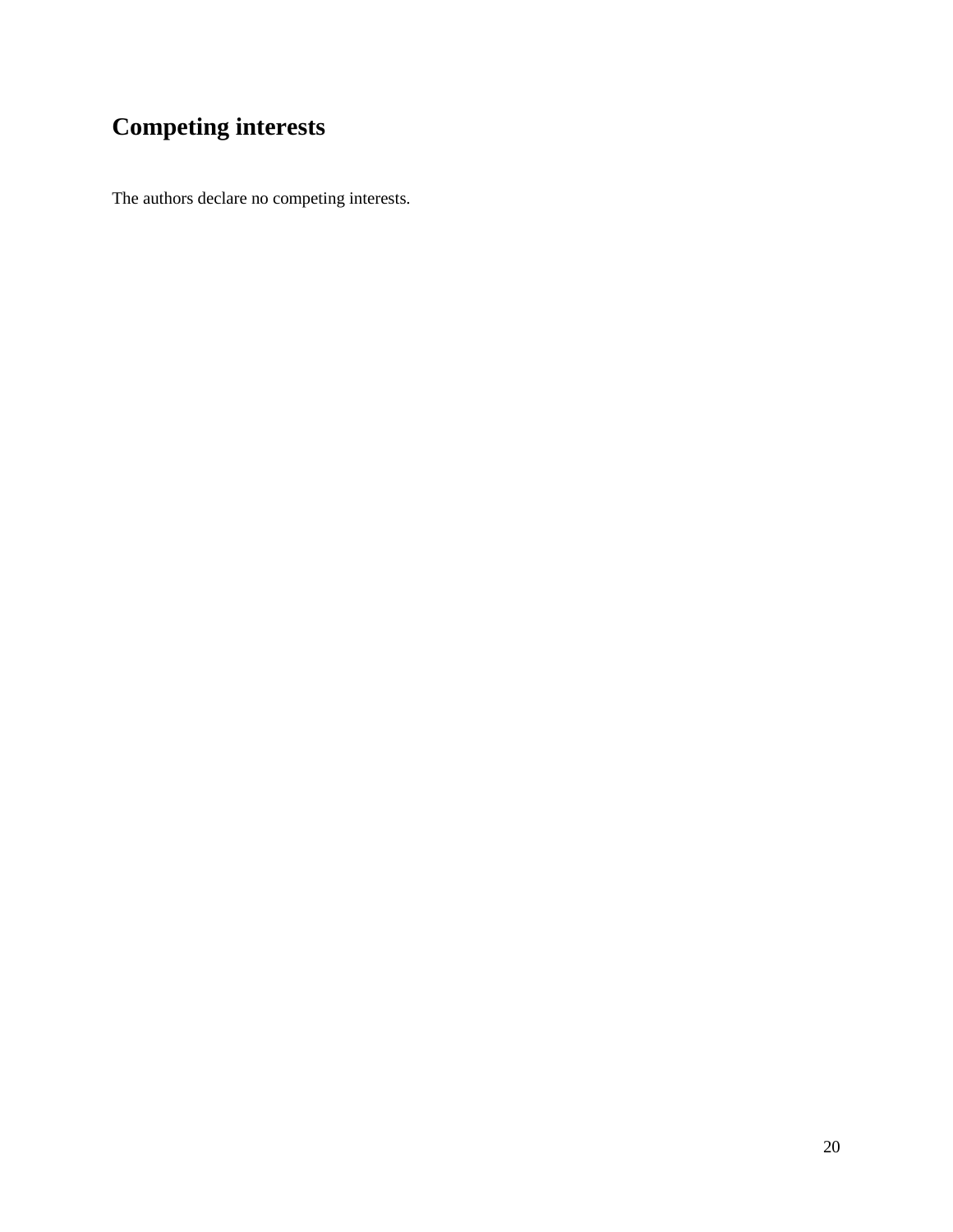## Competing interests

The authors declare no competing interests.